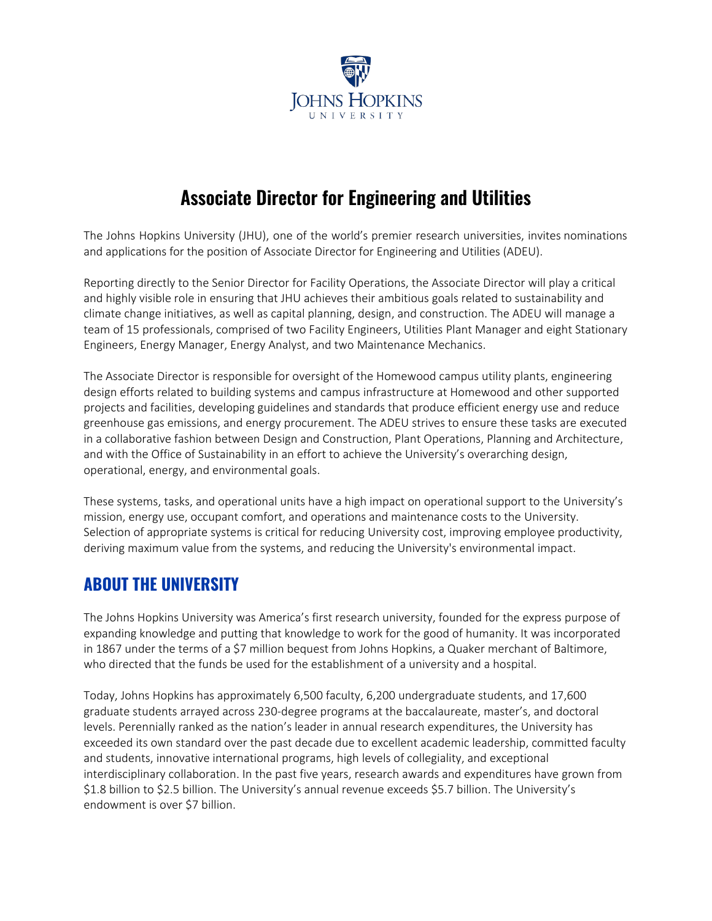# Associate Director for Engineering and Utilities

The Johns Hopkins University (JHU), one of the world's premier research universities, invites nominations and applications for the position of Associate Director for Engineering and Utilities (ADEU).

Reporting directly to the Senior Director for Facility Operations, the Associate Director will play a critical and highly visible role in ensuring that JHU achieves their ambitious goals related to sustainability and climate change initiatives, as well as capital planning, design, and construction. The ADEU will manage a team of 15 professionals, comprised of two Facility Engineers, Utilities Plant Manager and eight Stationary Engineers, Energy Manager, Energy Analyst, and two Maintenance Mechanics.

The Associate Director is responsible for oversight of the Homewood campus utility plants, engineering design efforts related to building systems and campus infrastructure at Homewood and other supported projects and facilities, developing guidelines and standards that produce efficient energy use and reduce greenhouse gas emissions, and energy procurement. The ADEU strives to ensure these tasks are executed in a collaborative fashion between Design and Construction, Plant Operations, Planning and Architecture, and with the Office of Sustainability in an effort to achieve the University's overarching design, operational, energy, and environmental goals.

These systems, tasks, and operational units have a high impact on operational support to the University's mission, energy use, occupant comfort, and operations and maintenance costs to the University. Selection of appropriate systems is critical for reducing University cost, improving employee productivity, deriving maximum value from the systems, and reducing the University's environmental impact.

## ABOUT THE UNIVERSITY

The Johns Hopkins University was America's first research university, founded for the express purpose of expanding knowledge and putting that knowledge to work for the good of humanity. It was incorporated in 1867 under the terms of a $7 million bequest from Johns Hopkins, a Quaker merchant of Baltimore, who directed that the funds be used for the establishment of a university and a hospital.

Today, Johns Hopkins has approximately 6,500 faculty, 6,200 undergraduate students, and 17,600 graduate students arrayed across 230-degree programs at the baccalaureate, master's, and doctoral levels. Perennially ranked as the nation's leader in annual research expenditures, the University has exceeded its own standard over the past decade due to excellent academic leadership, committed faculty and students, innovative international programs, high levels of collegiality, and exceptional interdisciplinary collaboration. In the past five years, research awards and expenditures have grown from $1.8 billion to $2.5 billion. The University's annual revenue exceeds $5.7 billion. The University's endowment is over $7 billion.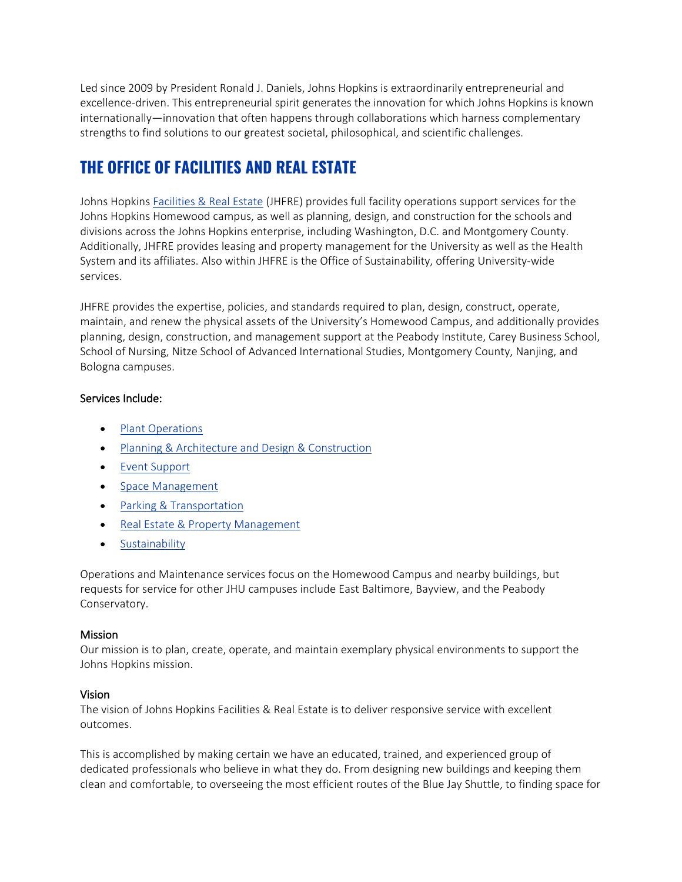Led since 2009 by President Ronald J. Daniels, Johns Hopkins is extraordinarily entrepreneurial and excellence-driven. This entrepreneurial spirit generates the innovation for which Johns Hopkins is known internationally—innovation that often happens through collaborations which harness complementary strengths to find solutions to our greatest societal, philosophical, and scientific challenges.

## THE OFFICE OF FACILITIES AND REAL ESTATE

Johns Hopkins Facilities & Real Estate (JHFRE) provides full facility operations support services for the Johns Hopkins Homewood campus, as well as planning, design, and construction for the schools and divisions across the Johns Hopkins enterprise, including Washington, D.C. and Montgomery County. Additionally, JHFRE provides leasing and property management for the University as well as the Health System and its affiliates. Also within JHFRE is the Office of Sustainability, offering University-wide services.

JHFRE provides the expertise, policies, and standards required to plan, design, construct, operate, maintain, and renew the physical assets of the University's Homewood Campus, and additionally provides planning, design, construction, and management support at the Peabody Institute, Carey Business School, School of Nursing, Nitze School of Advanced International Studies, Montgomery County, Nanjing, and Bologna campuses.

Services Include:

- Plant Operations
- Planning & Architecture and Design & Construction
- Event Support
- Space Management
- Parking & Transportation
- Real Estate & Property Management
- Sustainability

Operations and Maintenance services focus on the Homewood Campus and nearby buildings, but requests for service for other JHU campuses include East Baltimore, Bayview, and the Peabody Conservatory.

### Mission
Our mission is to plan, create, operate, and maintain exemplary physical environments to support the Johns Hopkins mission.

### Vision
The vision of Johns Hopkins Facilities & Real Estate is to deliver responsive service with excellent outcomes.

This is accomplished by making certain we have an educated, trained, and experienced group of dedicated professionals who believe in what they do. From designing new buildings and keeping them clean and comfortable, to overseeing the most efficient routes of the Blue Jay Shuttle, to finding space for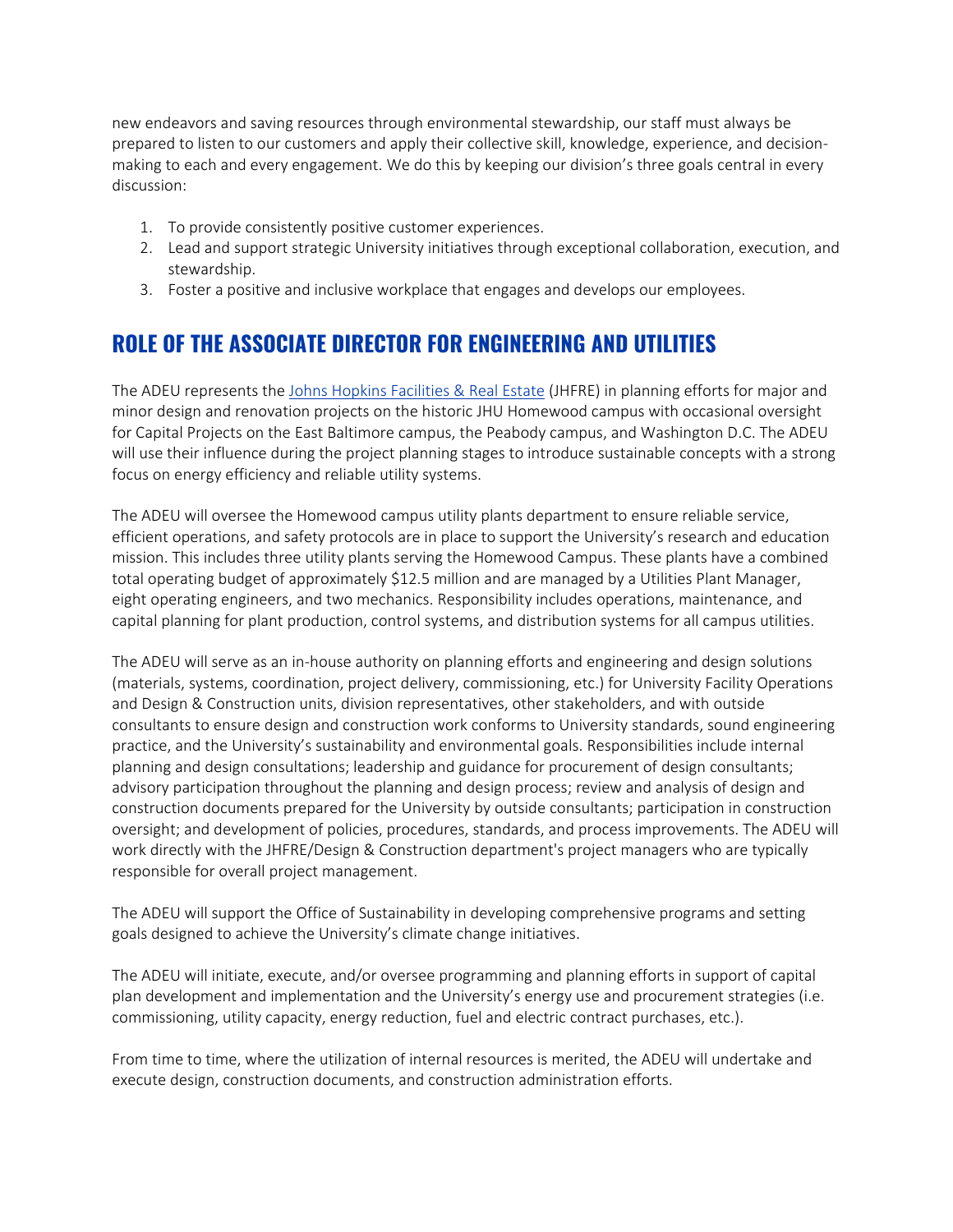new endeavors and saving resources through environmental stewardship, our staff must always be prepared to listen to our customers and apply their collective skill, knowledge, experience, and decision-making to each and every engagement. We do this by keeping our division's three goals central in every discussion:

1. To provide consistently positive customer experiences.
2. Lead and support strategic University initiatives through exceptional collaboration, execution, and stewardship.
3. Foster a positive and inclusive workplace that engages and develops our employees.

## ROLE OF THE ASSOCIATE DIRECTOR FOR ENGINEERING AND UTILITIES

The ADEU represents the Johns Hopkins Facilities & Real Estate (JHFRE) in planning efforts for major and minor design and renovation projects on the historic JHU Homewood campus with occasional oversight for Capital Projects on the East Baltimore campus, the Peabody campus, and Washington D.C. The ADEU will use their influence during the project planning stages to introduce sustainable concepts with a strong focus on energy efficiency and reliable utility systems.

The ADEU will oversee the Homewood campus utility plants department to ensure reliable service, efficient operations, and safety protocols are in place to support the University's research and education mission. This includes three utility plants serving the Homewood Campus. These plants have a combined total operating budget of approximately $12.5 million and are managed by a Utilities Plant Manager, eight operating engineers, and two mechanics. Responsibility includes operations, maintenance, and capital planning for plant production, control systems, and distribution systems for all campus utilities.

The ADEU will serve as an in-house authority on planning efforts and engineering and design solutions (materials, systems, coordination, project delivery, commissioning, etc.) for University Facility Operations and Design & Construction units, division representatives, other stakeholders, and with outside consultants to ensure design and construction work conforms to University standards, sound engineering practice, and the University's sustainability and environmental goals. Responsibilities include internal planning and design consultations; leadership and guidance for procurement of design consultants; advisory participation throughout the planning and design process; review and analysis of design and construction documents prepared for the University by outside consultants; participation in construction oversight; and development of policies, procedures, standards, and process improvements. The ADEU will work directly with the JHFRE/Design & Construction department's project managers who are typically responsible for overall project management.

The ADEU will support the Office of Sustainability in developing comprehensive programs and setting goals designed to achieve the University's climate change initiatives.

The ADEU will initiate, execute, and/or oversee programming and planning efforts in support of capital plan development and implementation and the University's energy use and procurement strategies (i.e. commissioning, utility capacity, energy reduction, fuel and electric contract purchases, etc.).

From time to time, where the utilization of internal resources is merited, the ADEU will undertake and execute design, construction documents, and construction administration efforts.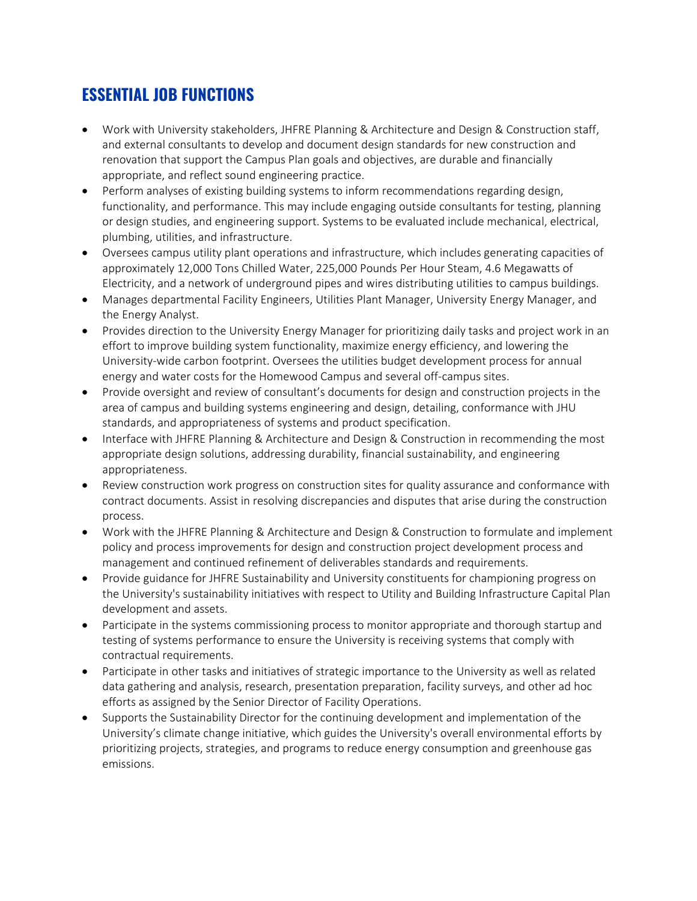## ESSENTIAL JOB FUNCTIONS

- Work with University stakeholders, JHFRE Planning & Architecture and Design & Construction staff, and external consultants to develop and document design standards for new construction and renovation that support the Campus Plan goals and objectives, are durable and financially appropriate, and reflect sound engineering practice.
- Perform analyses of existing building systems to inform recommendations regarding design, functionality, and performance. This may include engaging outside consultants for testing, planning or design studies, and engineering support. Systems to be evaluated include mechanical, electrical, plumbing, utilities, and infrastructure.
- Oversees campus utility plant operations and infrastructure, which includes generating capacities of approximately 12,000 Tons Chilled Water, 225,000 Pounds Per Hour Steam, 4.6 Megawatts of Electricity, and a network of underground pipes and wires distributing utilities to campus buildings.
- Manages departmental Facility Engineers, Utilities Plant Manager, University Energy Manager, and the Energy Analyst.
- Provides direction to the University Energy Manager for prioritizing daily tasks and project work in an effort to improve building system functionality, maximize energy efficiency, and lowering the University-wide carbon footprint. Oversees the utilities budget development process for annual energy and water costs for the Homewood Campus and several off-campus sites.
- Provide oversight and review of consultant's documents for design and construction projects in the area of campus and building systems engineering and design, detailing, conformance with JHU standards, and appropriateness of systems and product specification.
- Interface with JHFRE Planning & Architecture and Design & Construction in recommending the most appropriate design solutions, addressing durability, financial sustainability, and engineering appropriateness.
- Review construction work progress on construction sites for quality assurance and conformance with contract documents. Assist in resolving discrepancies and disputes that arise during the construction process.
- Work with the JHFRE Planning & Architecture and Design & Construction to formulate and implement policy and process improvements for design and construction project development process and management and continued refinement of deliverables standards and requirements.
- Provide guidance for JHFRE Sustainability and University constituents for championing progress on the University's sustainability initiatives with respect to Utility and Building Infrastructure Capital Plan development and assets.
- Participate in the systems commissioning process to monitor appropriate and thorough startup and testing of systems performance to ensure the University is receiving systems that comply with contractual requirements.
- Participate in other tasks and initiatives of strategic importance to the University as well as related data gathering and analysis, research, presentation preparation, facility surveys, and other ad hoc efforts as assigned by the Senior Director of Facility Operations.
- Supports the Sustainability Director for the continuing development and implementation of the University's climate change initiative, which guides the University's overall environmental efforts by prioritizing projects, strategies, and programs to reduce energy consumption and greenhouse gas emissions.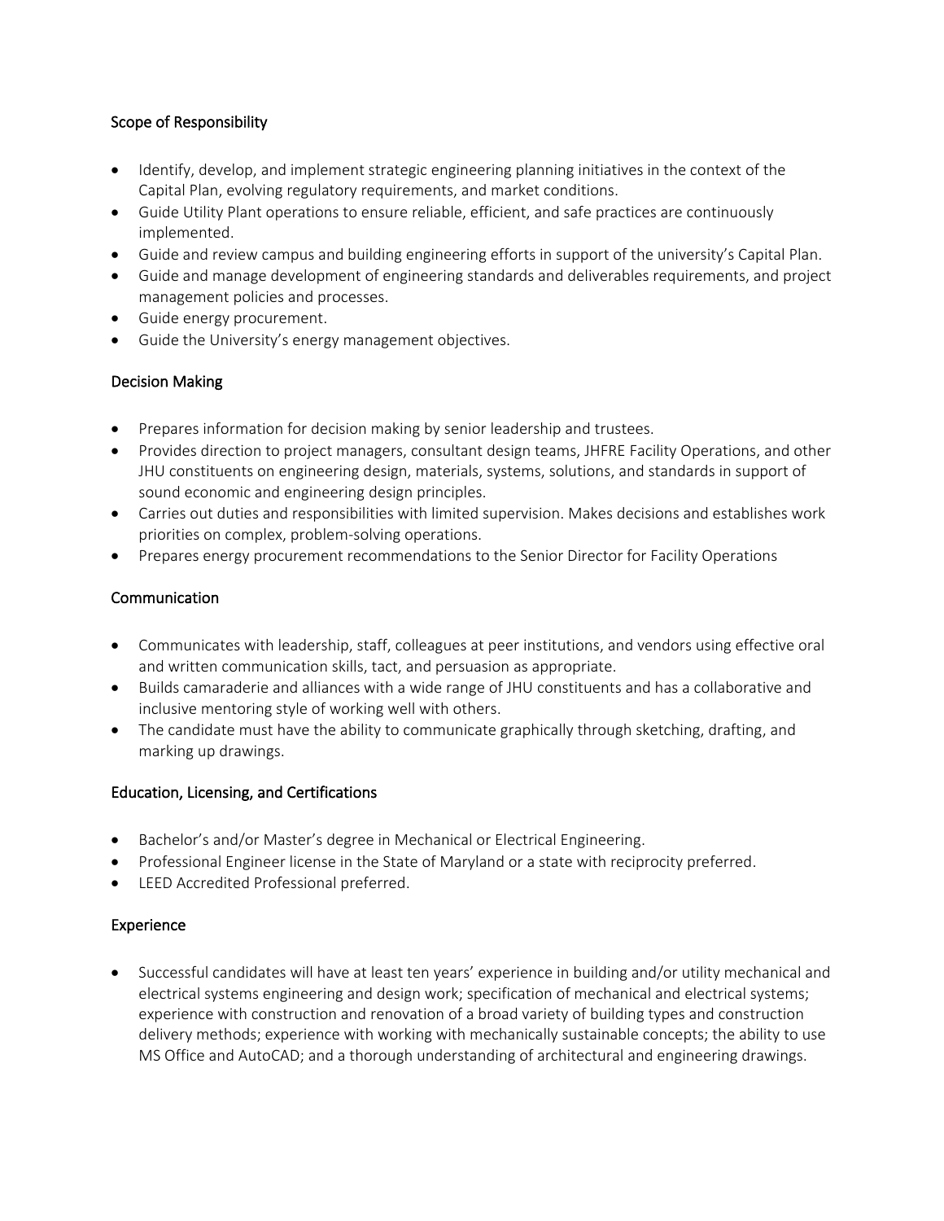## Scope of Responsibility

- Identify, develop, and implement strategic engineering planning initiatives in the context of the Capital Plan, evolving regulatory requirements, and market conditions.
- Guide Utility Plant operations to ensure reliable, efficient, and safe practices are continuously implemented.
- Guide and review campus and building engineering efforts in support of the university's Capital Plan.
- Guide and manage development of engineering standards and deliverables requirements, and project management policies and processes.
- Guide energy procurement.
- Guide the University's energy management objectives.

## Decision Making

- Prepares information for decision making by senior leadership and trustees.
- Provides direction to project managers, consultant design teams, JHFRE Facility Operations, and other JHU constituents on engineering design, materials, systems, solutions, and standards in support of sound economic and engineering design principles.
- Carries out duties and responsibilities with limited supervision. Makes decisions and establishes work priorities on complex, problem-solving operations.
- Prepares energy procurement recommendations to the Senior Director for Facility Operations

## Communication

- Communicates with leadership, staff, colleagues at peer institutions, and vendors using effective oral and written communication skills, tact, and persuasion as appropriate.
- Builds camaraderie and alliances with a wide range of JHU constituents and has a collaborative and inclusive mentoring style of working well with others.
- The candidate must have the ability to communicate graphically through sketching, drafting, and marking up drawings.

## Education, Licensing, and Certifications

- Bachelor's and/or Master's degree in Mechanical or Electrical Engineering.
- Professional Engineer license in the State of Maryland or a state with reciprocity preferred.
- LEED Accredited Professional preferred.

## Experience

- Successful candidates will have at least ten years' experience in building and/or utility mechanical and electrical systems engineering and design work; specification of mechanical and electrical systems; experience with construction and renovation of a broad variety of building types and construction delivery methods; experience with working with mechanically sustainable concepts; the ability to use MS Office and AutoCAD; and a thorough understanding of architectural and engineering drawings.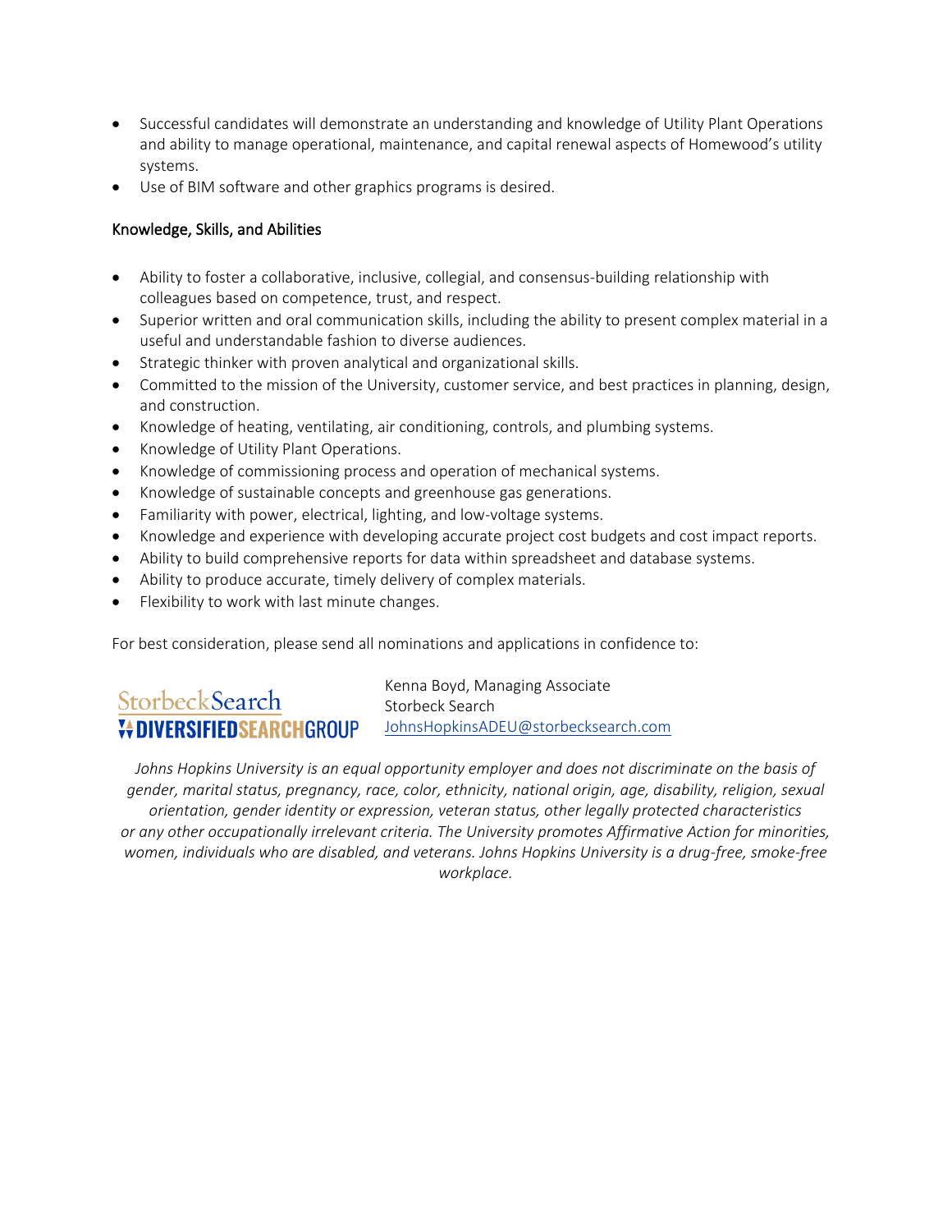- Successful candidates will demonstrate an understanding and knowledge of Utility Plant Operations and ability to manage operational, maintenance, and capital renewal aspects of Homewood's utility systems.
- Use of BIM software and other graphics programs is desired.

## Knowledge, Skills, and Abilities

- Ability to foster a collaborative, inclusive, collegial, and consensus-building relationship with colleagues based on competence, trust, and respect.
- Superior written and oral communication skills, including the ability to present complex material in a useful and understandable fashion to diverse audiences.
- Strategic thinker with proven analytical and organizational skills.
- Committed to the mission of the University, customer service, and best practices in planning, design, and construction.
- Knowledge of heating, ventilating, air conditioning, controls, and plumbing systems.
- Knowledge of Utility Plant Operations.
- Knowledge of commissioning process and operation of mechanical systems.
- Knowledge of sustainable concepts and greenhouse gas generations.
- Familiarity with power, electrical, lighting, and low-voltage systems.
- Knowledge and experience with developing accurate project cost budgets and cost impact reports.
- Ability to build comprehensive reports for data within spreadsheet and database systems.
- Ability to produce accurate, timely delivery of complex materials.
- Flexibility to work with last minute changes.

For best consideration, please send all nominations and applications in confidence to:

StorbeckSearch
DIVERSIFIEDSEARCHGROUP

Kenna Boyd, Managing Associate
Storbeck Search
JohnsHopkinsADEU@storbecksearch.com

*Johns Hopkins University is an equal opportunity employer and does not discriminate on the basis of gender, marital status, pregnancy, race, color, ethnicity, national origin, age, disability, religion, sexual orientation, gender identity or expression, veteran status, other legally protected characteristics or any other occupationally irrelevant criteria. The University promotes Affirmative Action for minorities, women, individuals who are disabled, and veterans. Johns Hopkins University is a drug-free, smoke-free workplace.*